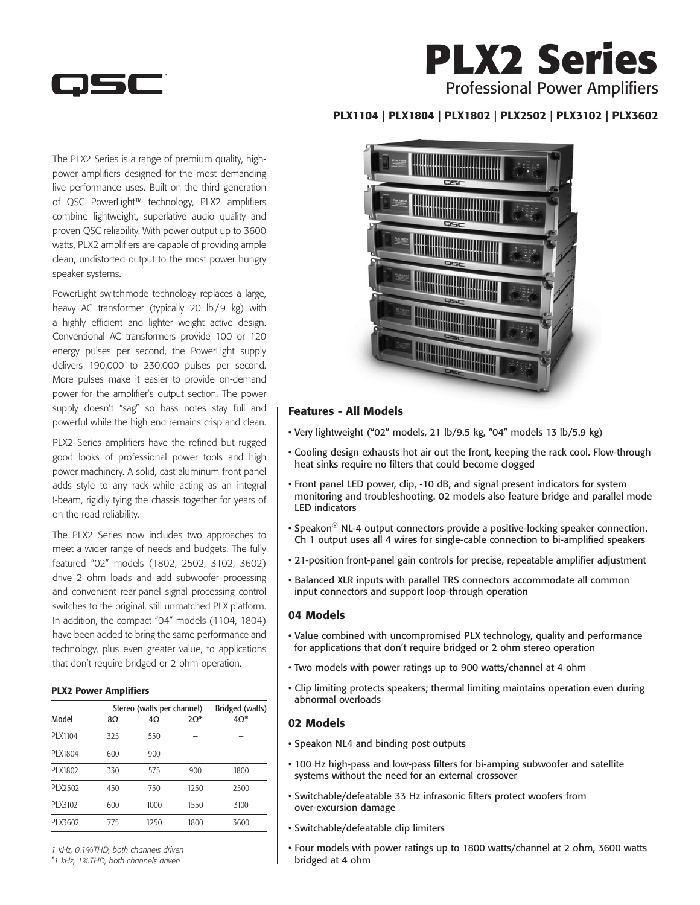# PLX2 Series

## Professional Power Amplifiers

**PLX1104 | PLX1804 | PLX1802 | PLX2502 | PLX3102 | PLX3602**

The PLX2 Series is a range of premium quality, high-power amplifiers designed for the most demanding live performance uses. Built on the third generation of QSC PowerLight™ technology, PLX2 amplifiers combine lightweight, superlative audio quality and proven QSC reliability. With power output up to 3600 watts, PLX2 amplifiers are capable of providing ample clean, undistorted output to the most power hungry speaker systems.

PowerLight switchmode technology replaces a large, heavy AC transformer (typically 20 lb/9 kg) with a highly efficient and lighter weight active design. Conventional AC transformers provide 100 or 120 energy pulses per second, the PowerLight supply delivers 190,000 to 230,000 pulses per second. More pulses make it easier to provide on-demand power for the amplifier's output section. The power supply doesn't "sag" so bass notes stay full and powerful while the high end remains crisp and clean.

PLX2 Series amplifiers have the refined but rugged good looks of professional power tools and high power machinery. A solid, cast-aluminum front panel adds style to any rack while acting as an integral I-beam, rigidly tying the chassis together for years of on-the-road reliability.

The PLX2 Series now includes two approaches to meet a wider range of needs and budgets. The fully featured "02" models (1802, 2502, 3102, 3602) drive 2 ohm loads and add subwoofer processing and convenient rear-panel signal processing control switches to the original, still unmatched PLX platform. In addition, the compact "04" models (1104, 1804) have been added to bring the same performance and technology, plus even greater value, to applications that don't require bridged or 2 ohm operation.

### PLX2 Power Amplifiers

| Model | Stereo (watts per channel) 8Ω | 4Ω | 2Ω* | Bridged (watts) 4Ω* |
|---|---|---|---|---|
| PLX1104 | 325 | 550 | – | – |
| PLX1804 | 600 | 900 | – | – |
| PLX1802 | 330 | 575 | 900 | 1800 |
| PLX2502 | 450 | 750 | 1250 | 2500 |
| PLX3102 | 600 | 1000 | 1550 | 3100 |
| PLX3602 | 775 | 1250 | 1800 | 3600 |

*1 kHz, 0.1%THD, both channels driven*
*\*1 kHz, 1%THD, both channels driven*

### Features - All Models

- Very lightweight ("02" models, 21 lb/9.5 kg, "04" models 13 lb/5.9 kg)
- Cooling design exhausts hot air out the front, keeping the rack cool. Flow-through heat sinks require no filters that could become clogged
- Front panel LED power, clip, -10 dB, and signal present indicators for system monitoring and troubleshooting. 02 models also feature bridge and parallel mode LED indicators
- Speakon® NL-4 output connectors provide a positive-locking speaker connection. Ch 1 output uses all 4 wires for single-cable connection to bi-amplified speakers
- 21-position front-panel gain controls for precise, repeatable amplifier adjustment
- Balanced XLR inputs with parallel TRS connectors accommodate all common input connectors and support loop-through operation

### 04 Models

- Value combined with uncompromised PLX technology, quality and performance for applications that don't require bridged or 2 ohm stereo operation
- Two models with power ratings up to 900 watts/channel at 4 ohm
- Clip limiting protects speakers; thermal limiting maintains operation even during abnormal overloads

### 02 Models

- Speakon NL4 and binding post outputs
- 100 Hz high-pass and low-pass filters for bi-amping subwoofer and satellite systems without the need for an external crossover
- Switchable/defeatable 33 Hz infrasonic filters protect woofers from over-excursion damage
- Switchable/defeatable clip limiters
- Four models with power ratings up to 1800 watts/channel at 2 ohm, 3600 watts bridged at 4 ohm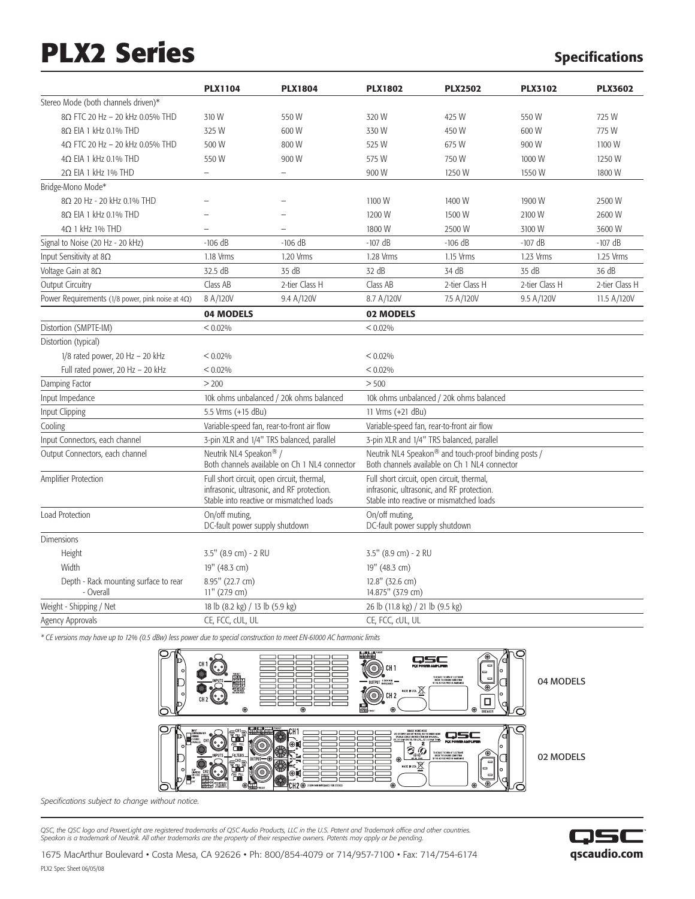# PLX2 Series

## Specifications

| | PLX1104 | PLX1804 | PLX1802 | PLX2502 | PLX3102 | PLX3602 |
|---|---|---|---|---|---|---|
| Stereo Mode (both channels driven)* | | | | | | |
| 8Ω FTC 20 Hz – 20 kHz 0.05% THD | 310 W | 550 W | 320 W | 425 W | 550 W | 725 W |
| 8Ω EIA 1 kHz 0.1% THD | 325 W | 600 W | 330 W | 450 W | 600 W | 775 W |
| 4Ω FTC 20 Hz – 20 kHz 0.05% THD | 500 W | 800 W | 525 W | 675 W | 900 W | 1100 W |
| 4Ω EIA 1 kHz 0.1% THD | 550 W | 900 W | 575 W | 750 W | 1000 W | 1250 W |
| 2Ω EIA 1 kHz 1% THD | – | – | 900 W | 1250 W | 1550 W | 1800 W |
| Bridge-Mono Mode* | | | | | | |
| 8Ω 20 Hz - 20 kHz 0.1% THD | – | – | 1100 W | 1400 W | 1900 W | 2500 W |
| 8Ω EIA 1 kHz 0.1% THD | – | – | 1200 W | 1500 W | 2100 W | 2600 W |
| 4Ω 1 kHz 1% THD | – | – | 1800 W | 2500 W | 3100 W | 3600 W |
| Signal to Noise (20 Hz - 20 kHz) | -106 dB | -106 dB | -107 dB | -106 dB | -107 dB | -107 dB |
| Input Sensitivity at 8Ω | 1.18 Vrms | 1.20 Vrms | 1.28 Vrms | 1.15 Vrms | 1.23 Vrms | 1.25 Vrms |
| Voltage Gain at 8Ω | 32.5 dB | 35 dB | 32 dB | 34 dB | 35 dB | 36 dB |
| Output Circuitry | Class AB | 2-tier Class H | Class AB | 2-tier Class H | 2-tier Class H | 2-tier Class H |
| Power Requirements (1/8 power, pink noise at 4Ω) | 8 A/120V | 9.4 A/120V | 8.7 A/120V | 7.5 A/120V | 9.5 A/120V | 11.5 A/120V |

| | 04 MODELS | 02 MODELS |
|---|---|---|
| Distortion (SMPTE-IM) | < 0.02% | < 0.02% |
| Distortion (typical) | | |
| 1/8 rated power, 20 Hz – 20 kHz | < 0.02% | < 0.02% |
| Full rated power, 20 Hz – 20 kHz | < 0.02% | < 0.02% |
| Damping Factor | > 200 | > 500 |
| Input Impedance | 10k ohms unbalanced / 20k ohms balanced | 10k ohms unbalanced / 20k ohms balanced |
| Input Clipping | 5.5 Vrms (+15 dBu) | 11 Vrms (+21 dBu) |
| Cooling | Variable-speed fan, rear-to-front air flow | Variable-speed fan, rear-to-front air flow |
| Input Connectors, each channel | 3-pin XLR and 1/4" TRS balanced, parallel | 3-pin XLR and 1/4" TRS balanced, parallel |
| Output Connectors, each channel | Neutrik NL4 Speakon® / Both channels available on Ch 1 NL4 connector | Neutrik NL4 Speakon® and touch-proof binding posts / Both channels available on Ch 1 NL4 connector |
| Amplifier Protection | Full short circuit, open circuit, thermal, infrasonic, ultrasonic, and RF protection. Stable into reactive or mismatched loads | Full short circuit, open circuit, thermal, infrasonic, ultrasonic, and RF protection. Stable into reactive or mismatched loads |
| Load Protection | On/off muting, DC-fault power supply shutdown | On/off muting, DC-fault power supply shutdown |
| Dimensions | | |
| Height | 3.5" (8.9 cm) - 2 RU | 3.5" (8.9 cm) - 2 RU |
| Width | 19" (48.3 cm) | 19" (48.3 cm) |
| Depth - Rack mounting surface to rear - Overall | 8.95" (22.7 cm) 11" (27.9 cm) | 12.8" (32.6 cm) 14.875" (37.9 cm) |
| Weight - Shipping / Net | 18 lb (8.2 kg) / 13 lb (5.9 kg) | 26 lb (11.8 kg) / 21 lb (9.5 kg) |
| Agency Approvals | CE, FCC, cUL, UL | CE, FCC, cUL, UL |

*\* CE versions may have up to 12% (0.5 dBw) less power due to special construction to meet EN-61000 AC harmonic limits*

04 MODELS

02 MODELS

*Specifications subject to change without notice.*

*QSC, the QSC logo and PowerLight are registered trademarks of QSC Audio Products, LLC in the U.S. Patent and Trademark office and other countries. Speakon is a trademark of Neutrik. All other trademarks are the property of their respective owners. Patents may apply or be pending.*

1675 MacArthur Boulevard • Costa Mesa, CA 92626 • Ph: 800/854-4079 or 714/957-7100 • Fax: 714/754-6174

**qscaudio.com**

PLX2 Spec Sheet 06/05/08